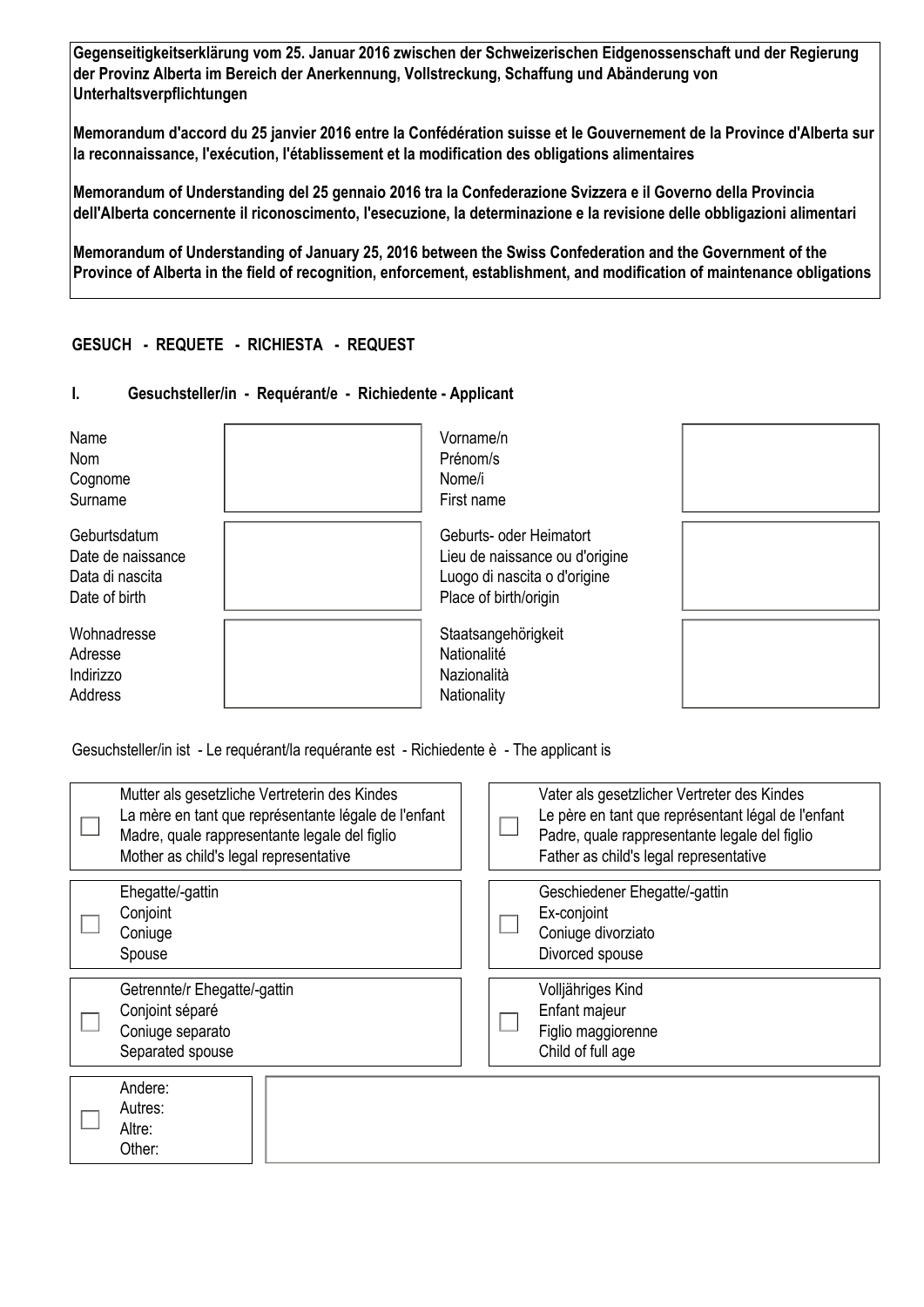**Gegenseitigkeitserklärung vom 25. Januar 2016 zwischen der Schweizerischen Eidgenossenschaft und der Regierung der Provinz Alberta im Bereich der Anerkennung, Vollstreckung, Schaffung und Abänderung von Unterhaltsverpflichtungen**

**Memorandum d'accord du 25 janvier 2016 entre la Confédération suisse et le Gouvernement de la Province d'Alberta sur la reconnaissance, l'exécution, l'établissement et la modification des obligations alimentaires**

**Memorandum of Understanding del 25 gennaio 2016 tra la Confederazione Svizzera e il Governo della Provincia dell'Alberta concernente il riconoscimento, l'esecuzione, la determinazione e la revisione delle obbligazioni alimentari**

**Memorandum of Understanding of January 25, 2016 between the Swiss Confederation and the Government of the Province of Alberta in the field of recognition, enforcement, establishment, and modification of maintenance obligations**

## GESUCH - REQUETE - RICHIESTA - REQUEST

### I. Gesuchsteller/in - Requérant/e - Richiedente - Applicant

| | | | |
|---|---|---|---|
| Name<br>Nom<br>Cognome<br>Surname | | Vorname/n<br>Prénom/s<br>Nome/i<br>First name | |
| Geburtsdatum<br>Date de naissance<br>Data di nascita<br>Date of birth | | Geburts- oder Heimatort<br>Lieu de naissance ou d'origine<br>Luogo di nascita o d'origine<br>Place of birth/origin | |
| Wohnadresse<br>Adresse<br>Indirizzo<br>Address | | Staatsangehörigkeit<br>Nationalité<br>Nazionalità<br>Nationality | |

Gesuchsteller/in ist - Le requérant/la requérante est - Richiedente è - The applicant is

- ☐ Mutter als gesetzliche Vertreterin des Kindes / La mère en tant que représentante légale de l'enfant / Madre, quale rappresentante legale del figlio / Mother as child's legal representative
- ☐ Vater als gesetzlicher Vertreter des Kindes / Le père en tant que représentant légal de l'enfant / Padre, quale rappresentante legale del figlio / Father as child's legal representative
- ☐ Ehegatte/-gattin / Conjoint / Coniuge / Spouse
- ☐ Geschiedener Ehegatte/-gattin / Ex-conjoint / Coniuge divorziato / Divorced spouse
- ☐ Getrennte/r Ehegatte/-gattin / Conjoint séparé / Coniuge separato / Separated spouse
- ☐ Volljähriges Kind / Enfant majeur / Figlio maggiorenne / Child of full age
- ☐ Andere: / Autres: / Altre: / Other: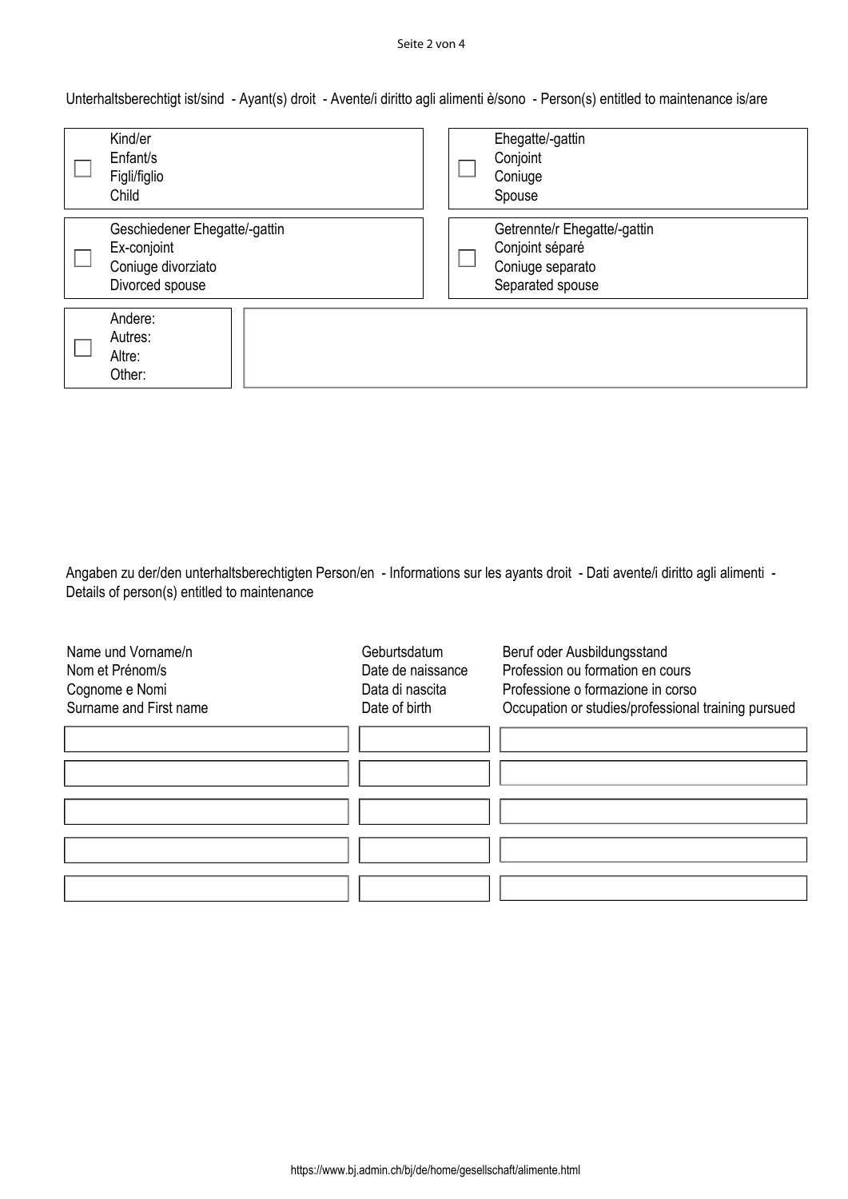Unterhaltsberechtigt ist/sind - Ayant(s) droit - Avente/i diritto agli alimenti è/sono - Person(s) entitled to maintenance is/are

- [ ] Kind/er / Enfant/s / Figli/figlio / Child
- [ ] Ehegatte/-gattin / Conjoint / Coniuge / Spouse
- [ ] Geschiedener Ehegatte/-gattin / Ex-conjoint / Coniuge divorziato / Divorced spouse
- [ ] Getrennte/r Ehegatte/-gattin / Conjoint séparé / Coniuge separato / Separated spouse
- [ ] Andere: / Autres: / Altre: / Other: ______

Angaben zu der/den unterhaltsberechtigten Person/en - Informations sur les ayants droit - Dati avente/i diritto agli alimenti - Details of person(s) entitled to maintenance

| Name und Vorname/n<br>Nom et Prénom/s<br>Cognome e Nomi<br>Surname and First name | Geburtsdatum<br>Date de naissance<br>Data di nascita<br>Date of birth | Beruf oder Ausbildungsstand<br>Profession ou formation en cours<br>Professione o formazione in corso<br>Occupation or studies/professional training pursued |
|---|---|---|
| | | |
| | | |
| | | |
| | | |
| | | |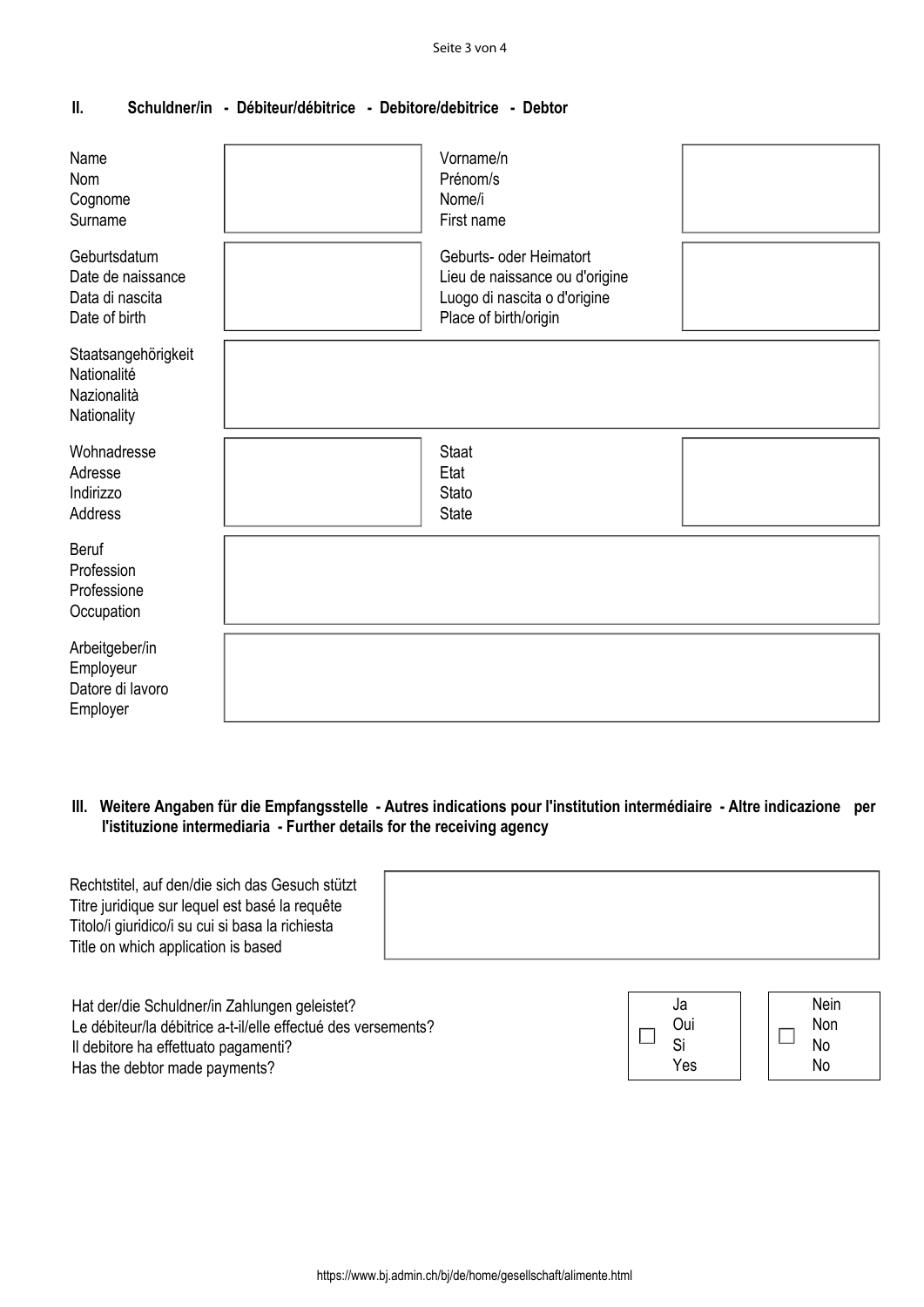## II. Schuldner/in - Débiteur/débitrice - Debitore/debitrice - Debtor

| | | | |
|---|---|---|---|
| Name<br>Nom<br>Cognome<br>Surname | | Vorname/n<br>Prénom/s<br>Nome/i<br>First name | |
| Geburtsdatum<br>Date de naissance<br>Data di nascita<br>Date of birth | | Geburts- oder Heimatort<br>Lieu de naissance ou d'origine<br>Luogo di nascita o d'origine<br>Place of birth/origin | |
| Staatsangehörigkeit<br>Nationalité<br>Nazionalità<br>Nationality | | | |
| Wohnadresse<br>Adresse<br>Indirizzo<br>Address | | Staat<br>Etat<br>Stato<br>State | |
| Beruf<br>Profession<br>Professione<br>Occupation | | | |
| Arbeitgeber/in<br>Employeur<br>Datore di lavoro<br>Employer | | | |

## III. Weitere Angaben für die Empfangsstelle - Autres indications pour l'institution intermédiaire - Altre indicazione per l'istituzione intermediaria - Further details for the receiving agency

| | |
|---|---|
| Rechtstitel, auf den/die sich das Gesuch stützt<br>Titre juridique sur lequel est basé la requête<br>Titolo/i giuridico/i su cui si basa la richiesta<br>Title on which application is based | |

| | | |
|---|---|---|
| Hat der/die Schuldner/in Zahlungen geleistet?<br>Le débiteur/la débitrice a-t-il/elle effectué des versements?<br>Il debitore ha effettuato pagamenti?<br>Has the debtor made payments? | ☐ Ja<br>Oui<br>Si<br>Yes | ☐ Nein<br>Non<br>No<br>No |

https://www.bj.admin.ch/bj/de/home/gesellschaft/alimente.html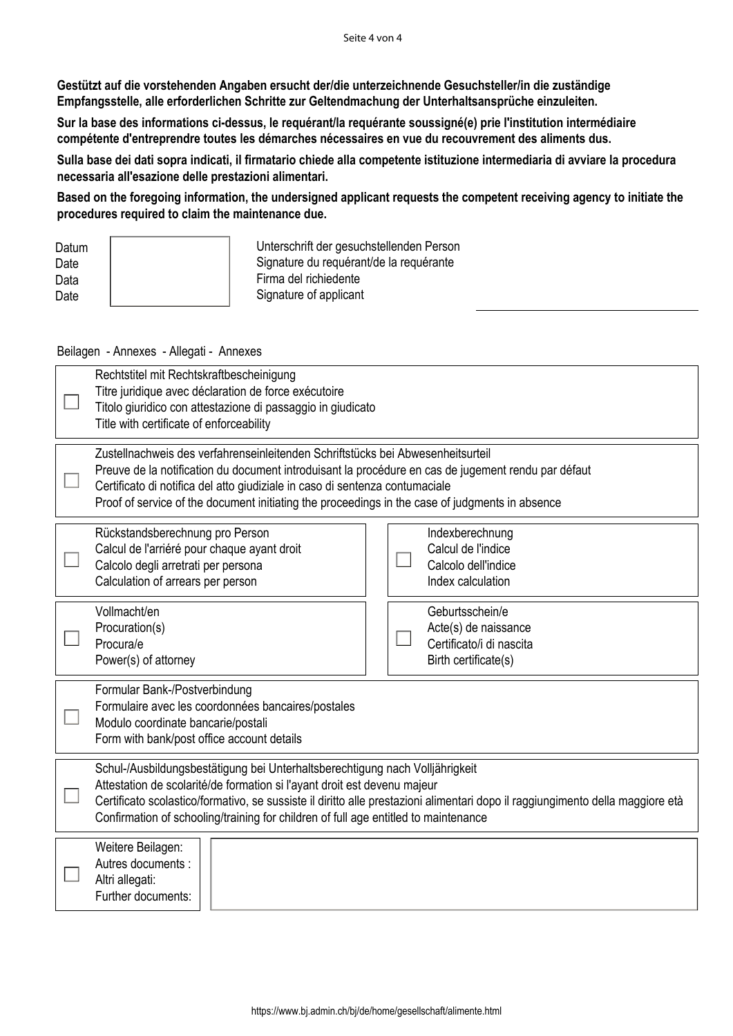**Gestützt auf die vorstehenden Angaben ersucht der/die unterzeichnende Gesuchsteller/in die zuständige Empfangsstelle, alle erforderlichen Schritte zur Geltendmachung der Unterhaltsansprüche einzuleiten.**

**Sur la base des informations ci-dessus, le requérant/la requérante soussigné(e) prie l'institution intermédiaire compétente d'entreprendre toutes les démarches nécessaires en vue du recouvrement des aliments dus.**

**Sulla base dei dati sopra indicati, il firmatario chiede alla competente istituzione intermediaria di avviare la procedura necessaria all'esazione delle prestazioni alimentari.**

**Based on the foregoing information, the undersigned applicant requests the competent receiving agency to initiate the procedures required to claim the maintenance due.**

| | | | |
|---|---|---|---|
| Datum<br>Date<br>Data<br>Date | | Unterschrift der gesuchstellenden Person<br>Signature du requérant/de la requérante<br>Firma del richiedente<br>Signature of applicant | ____________________ |

Beilagen - Annexes - Allegati - Annexes

| | | | |
|---|---|---|---|
| ☐ | Rechtstitel mit Rechtskraftbescheinigung<br>Titre juridique avec déclaration de force exécutoire<br>Titolo giuridico con attestazione di passaggio in giudicato<br>Title with certificate of enforceability | | |
| ☐ | Zustellnachweis des verfahrenseinleitenden Schriftstücks bei Abwesenheitsurteil<br>Preuve de la notification du document introduisant la procédure en cas de jugement rendu par défaut<br>Certificato di notifica del atto giudiziale in caso di sentenza contumaciale<br>Proof of service of the document initiating the proceedings in the case of judgments in absence | | |
| ☐ | Rückstandsberechnung pro Person<br>Calcul de l'arriéré pour chaque ayant droit<br>Calcolo degli arretrati per persona<br>Calculation of arrears per person | ☐ | Indexberechnung<br>Calcul de l'indice<br>Calcolo dell'indice<br>Index calculation |
| ☐ | Vollmacht/en<br>Procuration(s)<br>Procura/e<br>Power(s) of attorney | ☐ | Geburtsschein/e<br>Acte(s) de naissance<br>Certificato/i di nascita<br>Birth certificate(s) |
| ☐ | Formular Bank-/Postverbindung<br>Formulaire avec les coordonnées bancaires/postales<br>Modulo coordinate bancarie/postali<br>Form with bank/post office account details | | |
| ☐ | Schul-/Ausbildungsbestätigung bei Unterhaltsberechtigung nach Volljährigkeit<br>Attestation de scolarité/de formation si l'ayant droit est devenu majeur<br>Certificato scolastico/formativo, se sussiste il diritto alle prestazioni alimentari dopo il raggiungimento della maggiore età<br>Confirmation of schooling/training for children of full age entitled to maintenance | | |
| ☐ | Weitere Beilagen:<br>Autres documents :<br>Altri allegati:<br>Further documents: | | |

https://www.bj.admin.ch/bj/de/home/gesellschaft/alimente.html